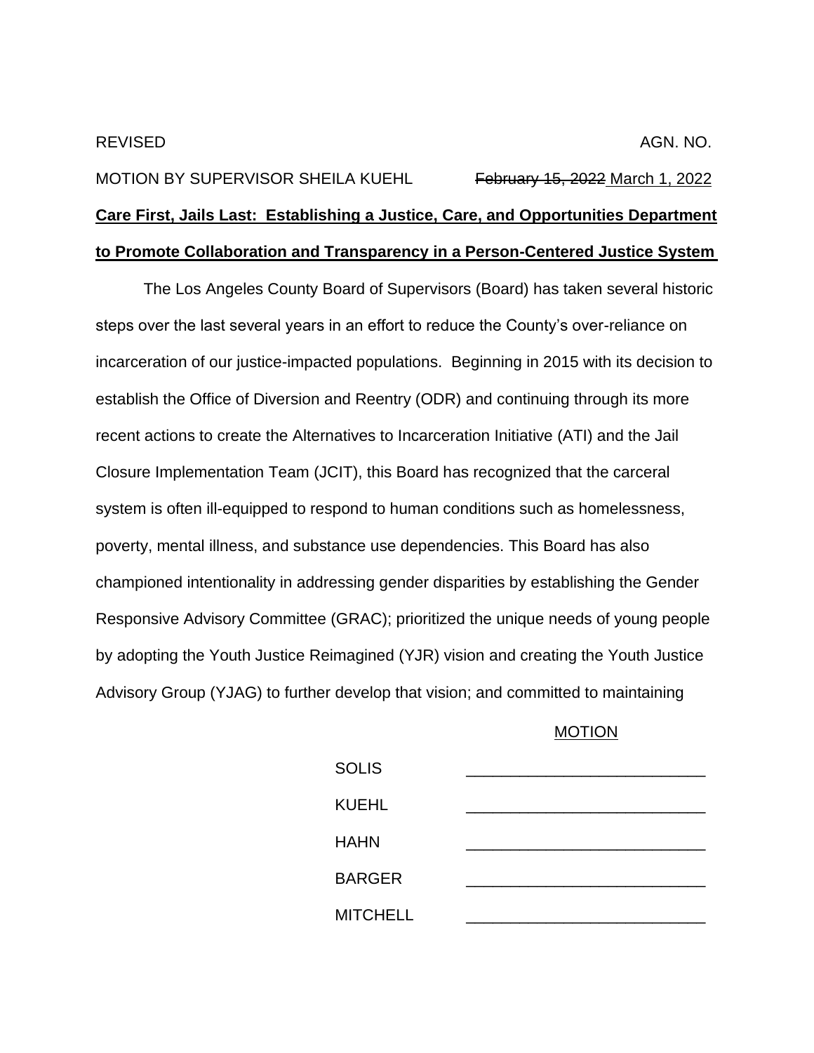REVISED AGN. NO.

MOTION BY SUPERVISOR SHEILA KUEHL ~~February 15, 2022~~ March 1, 2022

**Care First, Jails Last: Establishing a Justice, Care, and Opportunities Department to Promote Collaboration and Transparency in a Person-Centered Justice System**

The Los Angeles County Board of Supervisors (Board) has taken several historic steps over the last several years in an effort to reduce the County's over-reliance on incarceration of our justice-impacted populations. Beginning in 2015 with its decision to establish the Office of Diversion and Reentry (ODR) and continuing through its more recent actions to create the Alternatives to Incarceration Initiative (ATI) and the Jail Closure Implementation Team (JCIT), this Board has recognized that the carceral system is often ill-equipped to respond to human conditions such as homelessness, poverty, mental illness, and substance use dependencies. This Board has also championed intentionality in addressing gender disparities by establishing the Gender Responsive Advisory Committee (GRAC); prioritized the unique needs of young people by adopting the Youth Justice Reimagined (YJR) vision and creating the Youth Justice Advisory Group (YJAG) to further develop that vision; and committed to maintaining

MOTION

| | |
|---|---|
| SOLIS | \_\_\_\_\_\_\_\_\_\_\_\_\_\_\_\_\_\_\_\_\_\_\_\_\_\_\_ |
| KUEHL | \_\_\_\_\_\_\_\_\_\_\_\_\_\_\_\_\_\_\_\_\_\_\_\_\_\_\_ |
| HAHN | \_\_\_\_\_\_\_\_\_\_\_\_\_\_\_\_\_\_\_\_\_\_\_\_\_\_\_ |
| BARGER | \_\_\_\_\_\_\_\_\_\_\_\_\_\_\_\_\_\_\_\_\_\_\_\_\_\_\_ |
| MITCHELL | \_\_\_\_\_\_\_\_\_\_\_\_\_\_\_\_\_\_\_\_\_\_\_\_\_\_\_ |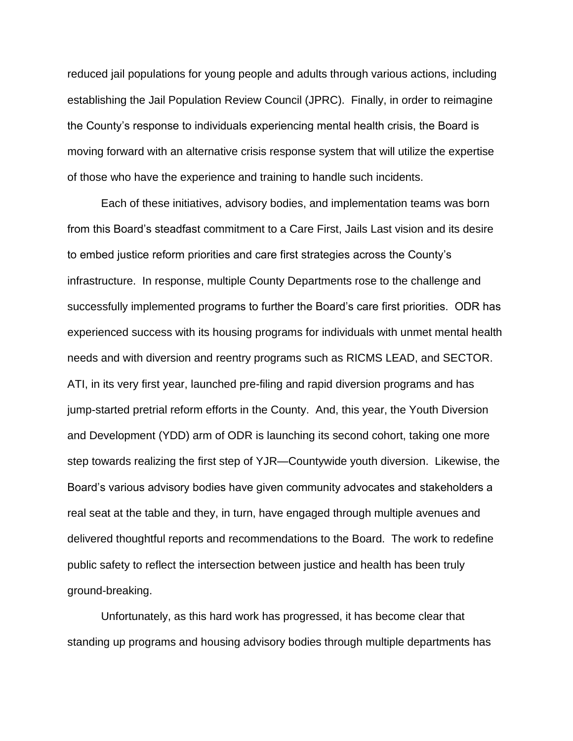reduced jail populations for young people and adults through various actions, including establishing the Jail Population Review Council (JPRC). Finally, in order to reimagine the County's response to individuals experiencing mental health crisis, the Board is moving forward with an alternative crisis response system that will utilize the expertise of those who have the experience and training to handle such incidents.

Each of these initiatives, advisory bodies, and implementation teams was born from this Board's steadfast commitment to a Care First, Jails Last vision and its desire to embed justice reform priorities and care first strategies across the County's infrastructure. In response, multiple County Departments rose to the challenge and successfully implemented programs to further the Board's care first priorities. ODR has experienced success with its housing programs for individuals with unmet mental health needs and with diversion and reentry programs such as RICMS LEAD, and SECTOR. ATI, in its very first year, launched pre-filing and rapid diversion programs and has jump-started pretrial reform efforts in the County. And, this year, the Youth Diversion and Development (YDD) arm of ODR is launching its second cohort, taking one more step towards realizing the first step of YJR—Countywide youth diversion. Likewise, the Board's various advisory bodies have given community advocates and stakeholders a real seat at the table and they, in turn, have engaged through multiple avenues and delivered thoughtful reports and recommendations to the Board. The work to redefine public safety to reflect the intersection between justice and health has been truly ground-breaking.

Unfortunately, as this hard work has progressed, it has become clear that standing up programs and housing advisory bodies through multiple departments has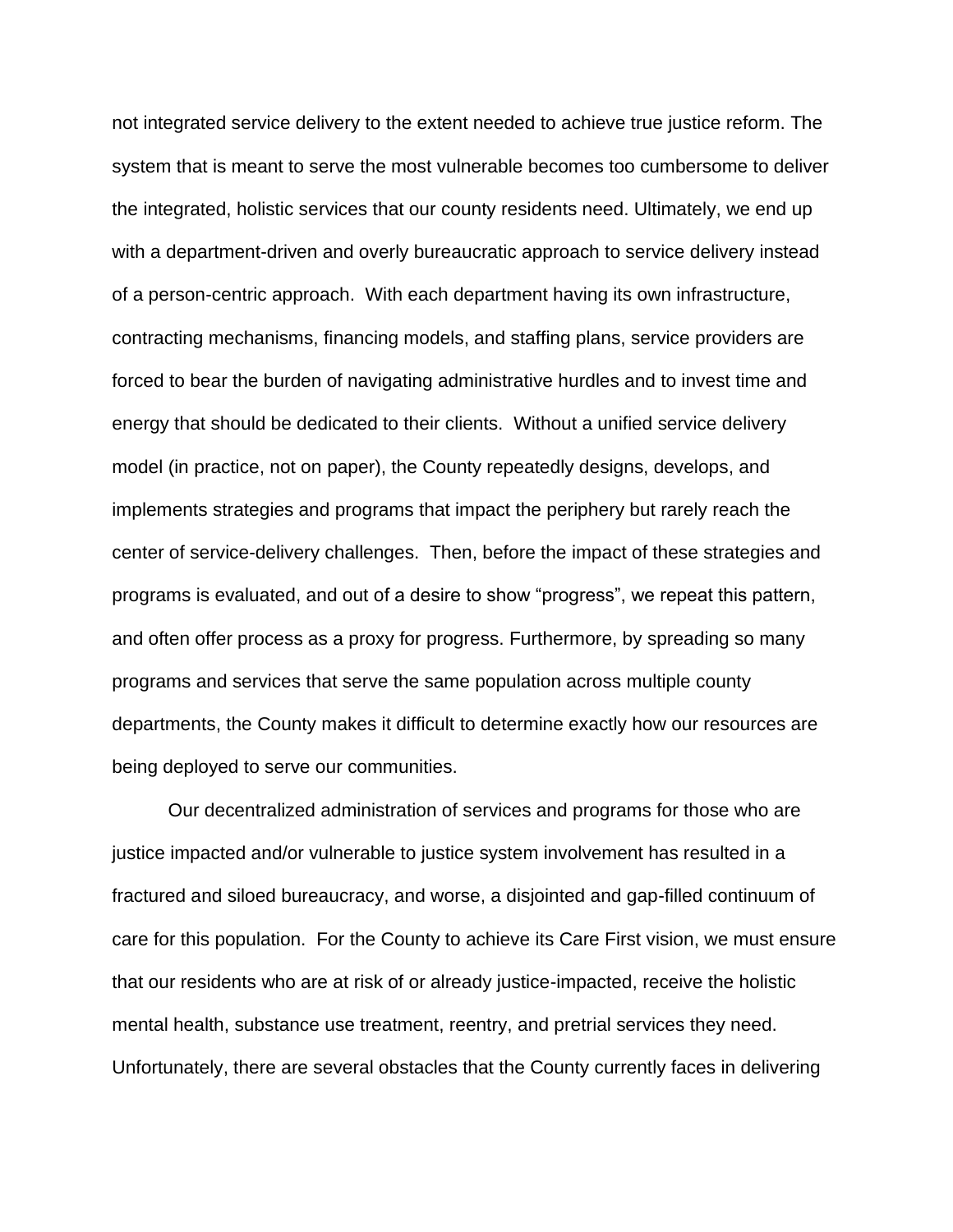not integrated service delivery to the extent needed to achieve true justice reform. The system that is meant to serve the most vulnerable becomes too cumbersome to deliver the integrated, holistic services that our county residents need. Ultimately, we end up with a department-driven and overly bureaucratic approach to service delivery instead of a person-centric approach. With each department having its own infrastructure, contracting mechanisms, financing models, and staffing plans, service providers are forced to bear the burden of navigating administrative hurdles and to invest time and energy that should be dedicated to their clients. Without a unified service delivery model (in practice, not on paper), the County repeatedly designs, develops, and implements strategies and programs that impact the periphery but rarely reach the center of service-delivery challenges. Then, before the impact of these strategies and programs is evaluated, and out of a desire to show "progress", we repeat this pattern, and often offer process as a proxy for progress. Furthermore, by spreading so many programs and services that serve the same population across multiple county departments, the County makes it difficult to determine exactly how our resources are being deployed to serve our communities.

Our decentralized administration of services and programs for those who are justice impacted and/or vulnerable to justice system involvement has resulted in a fractured and siloed bureaucracy, and worse, a disjointed and gap-filled continuum of care for this population. For the County to achieve its Care First vision, we must ensure that our residents who are at risk of or already justice-impacted, receive the holistic mental health, substance use treatment, reentry, and pretrial services they need. Unfortunately, there are several obstacles that the County currently faces in delivering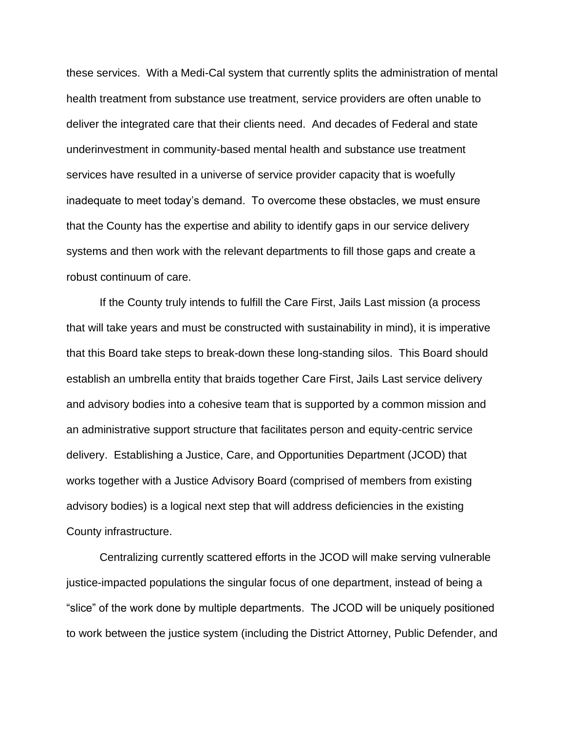these services. With a Medi-Cal system that currently splits the administration of mental health treatment from substance use treatment, service providers are often unable to deliver the integrated care that their clients need. And decades of Federal and state underinvestment in community-based mental health and substance use treatment services have resulted in a universe of service provider capacity that is woefully inadequate to meet today's demand. To overcome these obstacles, we must ensure that the County has the expertise and ability to identify gaps in our service delivery systems and then work with the relevant departments to fill those gaps and create a robust continuum of care.

If the County truly intends to fulfill the Care First, Jails Last mission (a process that will take years and must be constructed with sustainability in mind), it is imperative that this Board take steps to break-down these long-standing silos. This Board should establish an umbrella entity that braids together Care First, Jails Last service delivery and advisory bodies into a cohesive team that is supported by a common mission and an administrative support structure that facilitates person and equity-centric service delivery. Establishing a Justice, Care, and Opportunities Department (JCOD) that works together with a Justice Advisory Board (comprised of members from existing advisory bodies) is a logical next step that will address deficiencies in the existing County infrastructure.

Centralizing currently scattered efforts in the JCOD will make serving vulnerable justice-impacted populations the singular focus of one department, instead of being a "slice" of the work done by multiple departments. The JCOD will be uniquely positioned to work between the justice system (including the District Attorney, Public Defender, and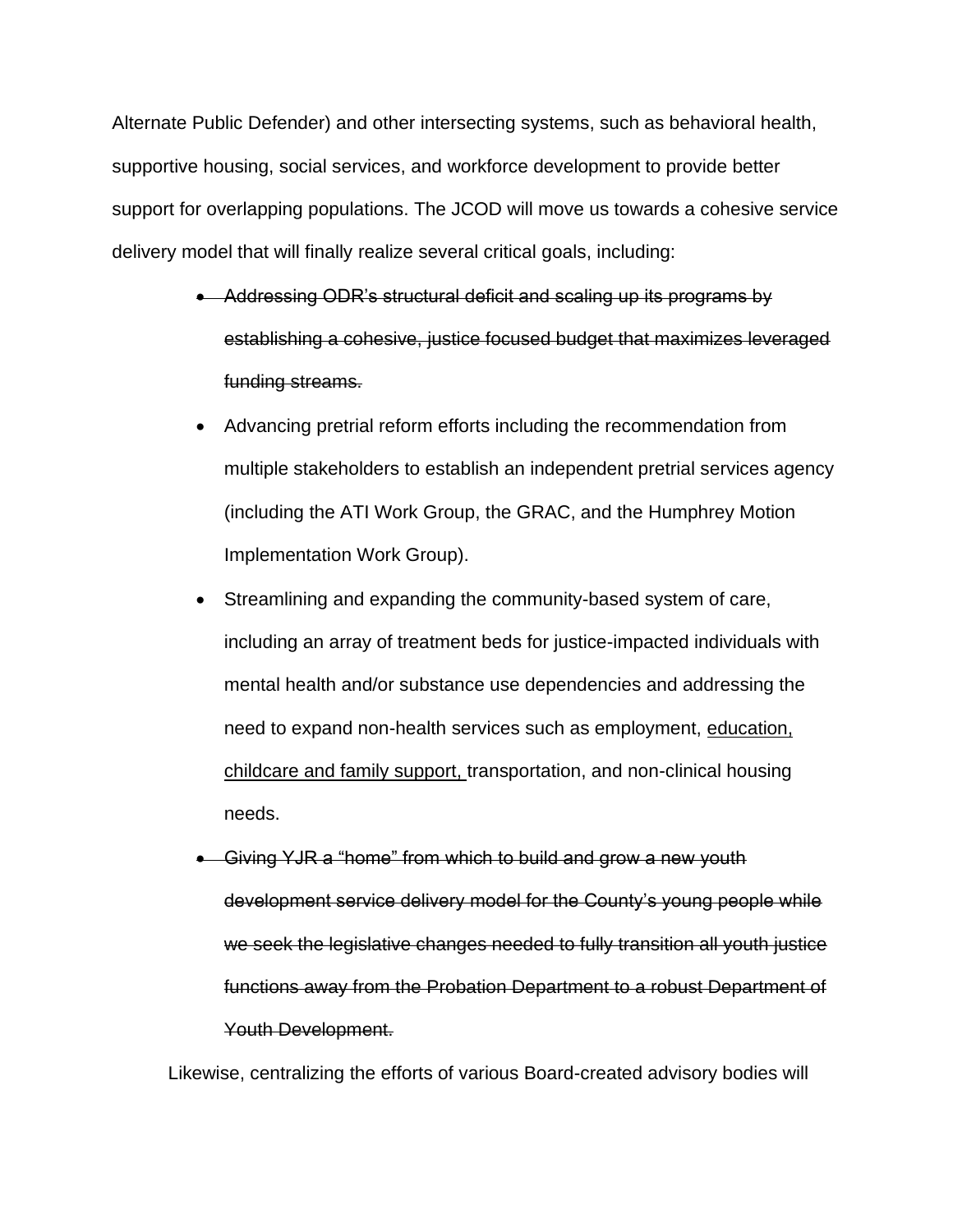Alternate Public Defender) and other intersecting systems, such as behavioral health, supportive housing, social services, and workforce development to provide better support for overlapping populations. The JCOD will move us towards a cohesive service delivery model that will finally realize several critical goals, including:

- ~~Addressing ODR's structural deficit and scaling up its programs by establishing a cohesive, justice focused budget that maximizes leveraged funding streams.~~
- Advancing pretrial reform efforts including the recommendation from multiple stakeholders to establish an independent pretrial services agency (including the ATI Work Group, the GRAC, and the Humphrey Motion Implementation Work Group).
- Streamlining and expanding the community-based system of care, including an array of treatment beds for justice-impacted individuals with mental health and/or substance use dependencies and addressing the need to expand non-health services such as employment, <u>education, childcare and family support,</u> transportation, and non-clinical housing needs.
- ~~Giving YJR a "home" from which to build and grow a new youth development service delivery model for the County's young people while we seek the legislative changes needed to fully transition all youth justice functions away from the Probation Department to a robust Department of Youth Development.~~

Likewise, centralizing the efforts of various Board-created advisory bodies will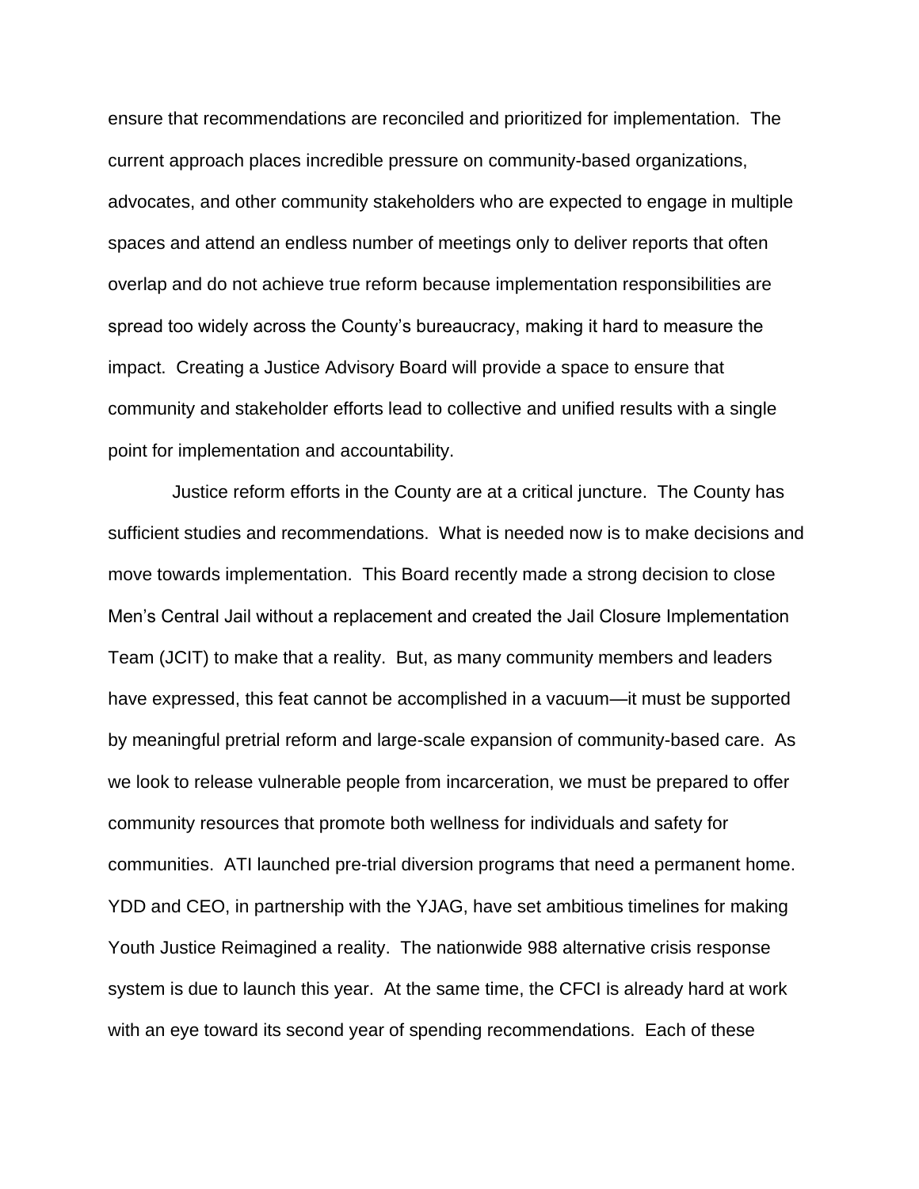ensure that recommendations are reconciled and prioritized for implementation. The current approach places incredible pressure on community-based organizations, advocates, and other community stakeholders who are expected to engage in multiple spaces and attend an endless number of meetings only to deliver reports that often overlap and do not achieve true reform because implementation responsibilities are spread too widely across the County's bureaucracy, making it hard to measure the impact. Creating a Justice Advisory Board will provide a space to ensure that community and stakeholder efforts lead to collective and unified results with a single point for implementation and accountability.

Justice reform efforts in the County are at a critical juncture. The County has sufficient studies and recommendations. What is needed now is to make decisions and move towards implementation. This Board recently made a strong decision to close Men's Central Jail without a replacement and created the Jail Closure Implementation Team (JCIT) to make that a reality. But, as many community members and leaders have expressed, this feat cannot be accomplished in a vacuum—it must be supported by meaningful pretrial reform and large-scale expansion of community-based care. As we look to release vulnerable people from incarceration, we must be prepared to offer community resources that promote both wellness for individuals and safety for communities. ATI launched pre-trial diversion programs that need a permanent home. YDD and CEO, in partnership with the YJAG, have set ambitious timelines for making Youth Justice Reimagined a reality. The nationwide 988 alternative crisis response system is due to launch this year. At the same time, the CFCI is already hard at work with an eye toward its second year of spending recommendations. Each of these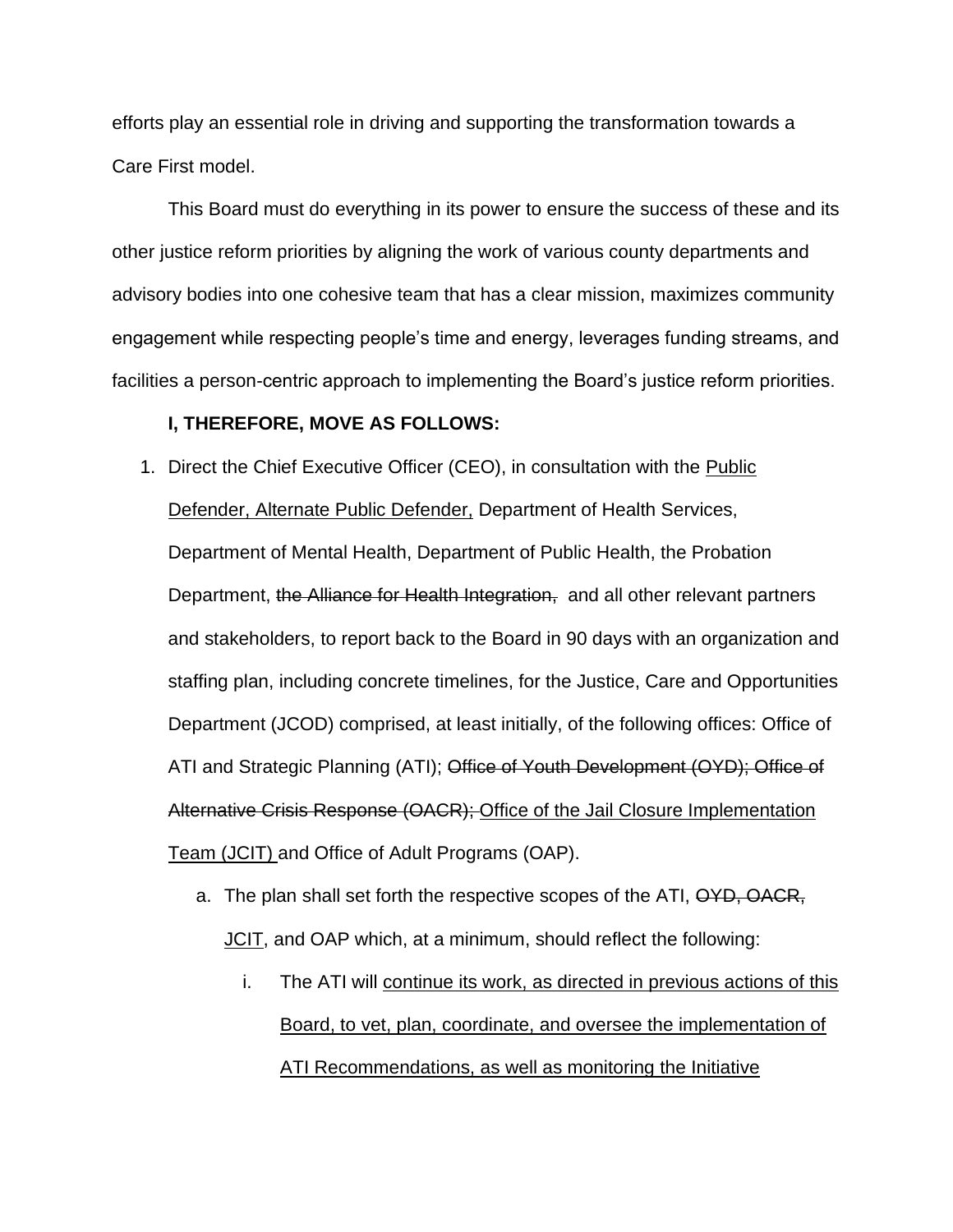efforts play an essential role in driving and supporting the transformation towards a Care First model.

This Board must do everything in its power to ensure the success of these and its other justice reform priorities by aligning the work of various county departments and advisory bodies into one cohesive team that has a clear mission, maximizes community engagement while respecting people's time and energy, leverages funding streams, and facilities a person-centric approach to implementing the Board's justice reform priorities.

**I, THEREFORE, MOVE AS FOLLOWS:**

1. Direct the Chief Executive Officer (CEO), in consultation with the <u>Public Defender, Alternate Public Defender,</u> Department of Health Services, Department of Mental Health, Department of Public Health, the Probation Department, ~~the Alliance for Health Integration,~~ and all other relevant partners and stakeholders, to report back to the Board in 90 days with an organization and staffing plan, including concrete timelines, for the Justice, Care and Opportunities Department (JCOD) comprised, at least initially, of the following offices: Office of ATI and Strategic Planning (ATI); ~~Office of Youth Development (OYD); Office of Alternative Crisis Response (OACR);~~ <u>Office of the Jail Closure Implementation Team (JCIT)</u> and Office of Adult Programs (OAP).
   a. The plan shall set forth the respective scopes of the ATI, ~~OYD, OACR,~~ <u>JCIT</u>, and OAP which, at a minimum, should reflect the following:
      i. The ATI will <u>continue its work, as directed in previous actions of this Board, to vet, plan, coordinate, and oversee the implementation of ATI Recommendations, as well as monitoring the Initiative</u>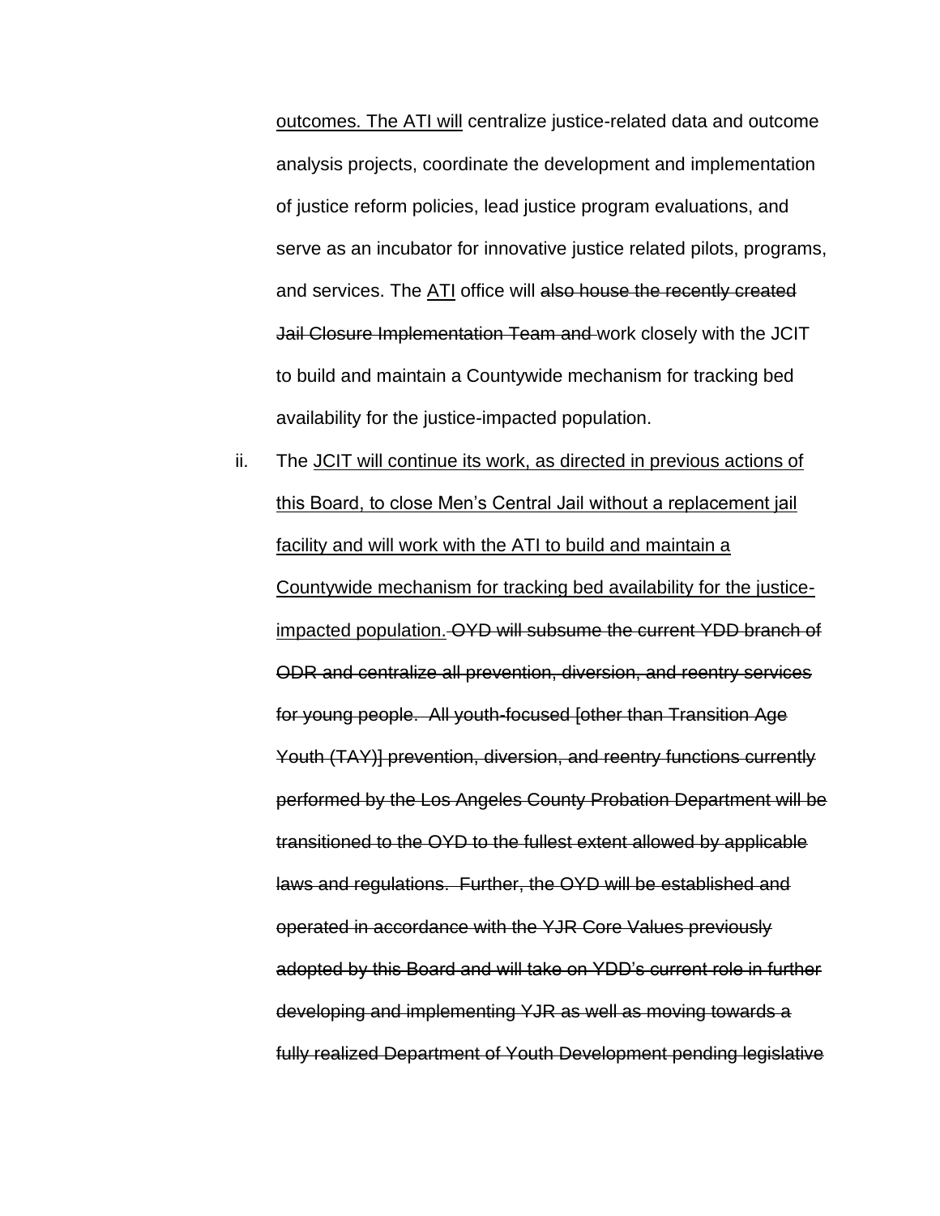<u>outcomes. The ATI will</u> centralize justice-related data and outcome analysis projects, coordinate the development and implementation of justice reform policies, lead justice program evaluations, and serve as an incubator for innovative justice related pilots, programs, and services. The <u>ATI</u> office will ~~also house the recently created Jail Closure Implementation Team and~~ work closely with the JCIT to build and maintain a Countywide mechanism for tracking bed availability for the justice-impacted population.

ii. The <u>JCIT will continue its work, as directed in previous actions of this Board, to close Men's Central Jail without a replacement jail facility and will work with the ATI to build and maintain a Countywide mechanism for tracking bed availability for the justice-impacted population.</u> ~~OYD will subsume the current YDD branch of ODR and centralize all prevention, diversion, and reentry services for young people. All youth-focused [other than Transition Age Youth (TAY)] prevention, diversion, and reentry functions currently performed by the Los Angeles County Probation Department will be transitioned to the OYD to the fullest extent allowed by applicable laws and regulations. Further, the OYD will be established and operated in accordance with the YJR Core Values previously adopted by this Board and will take on YDD's current role in further developing and implementing YJR as well as moving towards a fully realized Department of Youth Development pending legislative~~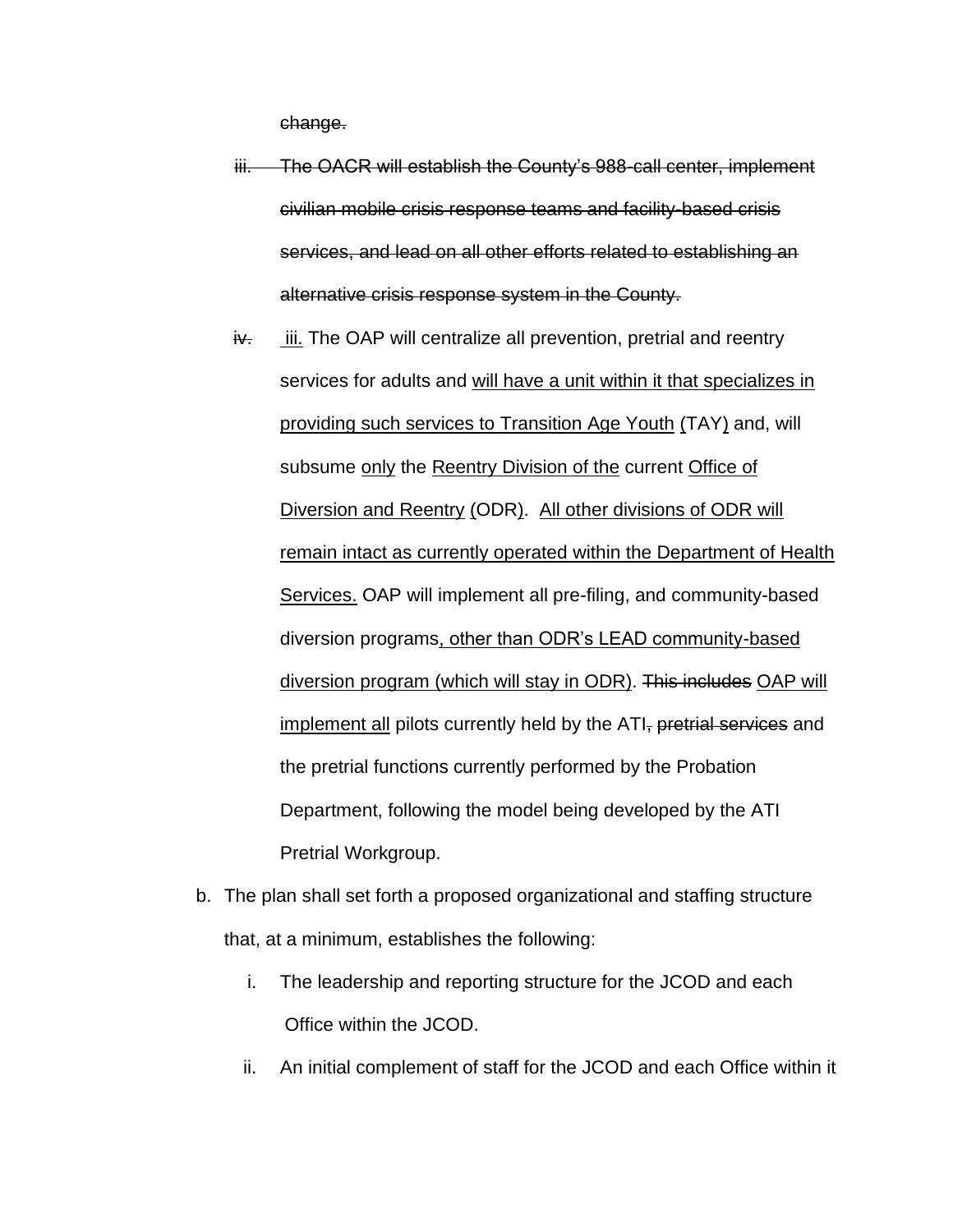~~change.~~

~~iii. The OACR will establish the County's 988-call center, implement civilian mobile crisis response teams and facility-based crisis services, and lead on all other efforts related to establishing an alternative crisis response system in the County.~~

~~iv.~~ <u>iii.</u> The OAP will centralize all prevention, pretrial and reentry services for adults and <u>will have a unit within it that specializes in providing such services to Transition Age Youth</u> <u>(</u>TAY<u>)</u> and, will subsume <u>only</u> the <u>Reentry Division of the</u> current <u>Office of Diversion and Reentry</u> <u>(</u>ODR). <u>All other divisions of ODR will remain intact as currently operated within the Department of Health Services.</u> OAP will implement all pre-filing, and community-based diversion programs<u>, other than ODR's LEAD community-based diversion program (which will stay in ODR)</u>. ~~This includes~~ <u>OAP will implement all</u> pilots currently held by the ATI~~, pretrial services~~ and the pretrial functions currently performed by the Probation Department, following the model being developed by the ATI Pretrial Workgroup.

b. The plan shall set forth a proposed organizational and staffing structure that, at a minimum, establishes the following:

   i. The leadership and reporting structure for the JCOD and each Office within the JCOD.

   ii. An initial complement of staff for the JCOD and each Office within it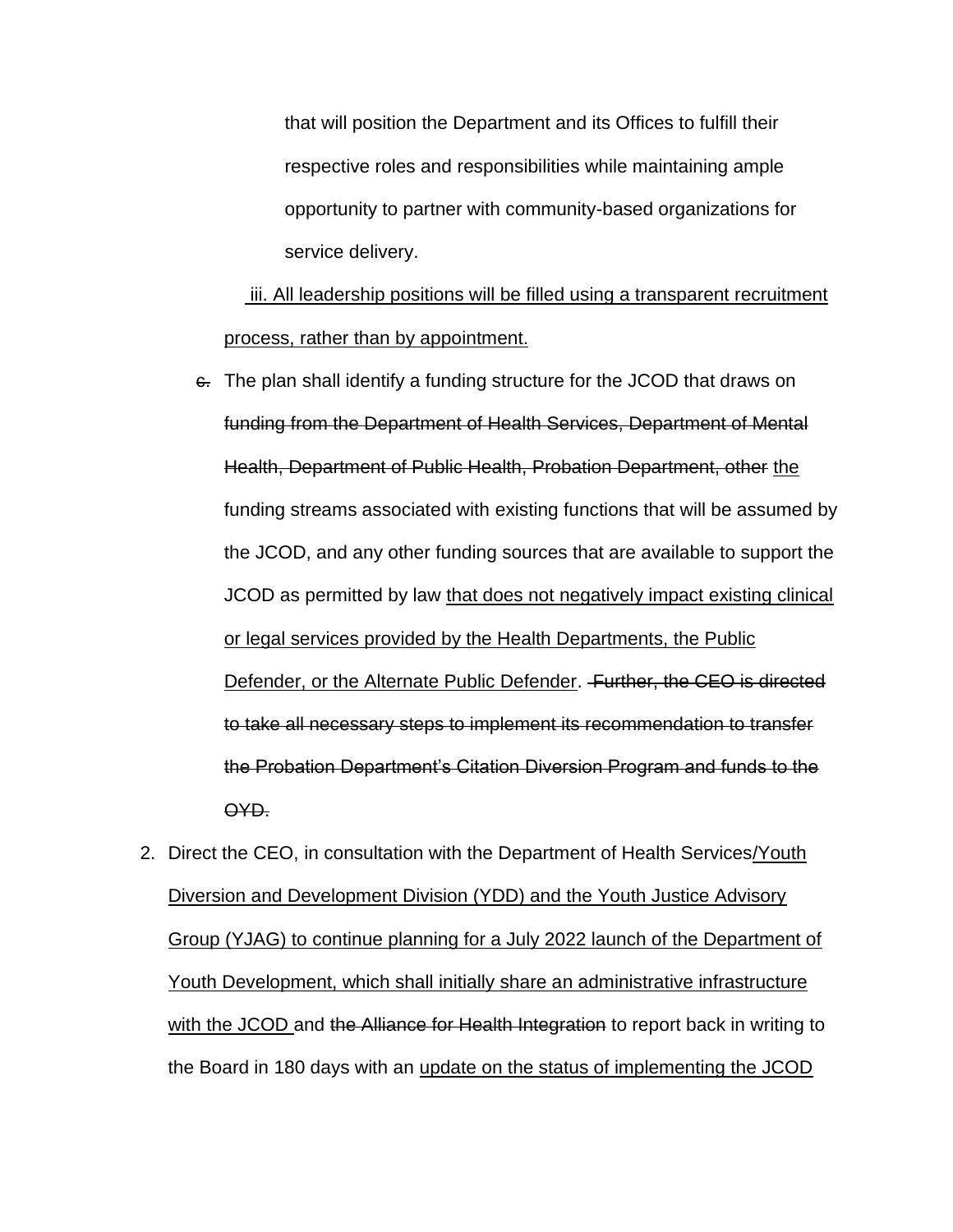that will position the Department and its Offices to fulfill their respective roles and responsibilities while maintaining ample opportunity to partner with community-based organizations for service delivery.

<u>iii. All leadership positions will be filled using a transparent recruitment process, rather than by appointment.</u>

~~c.~~ The plan shall identify a funding structure for the JCOD that draws on ~~funding from the Department of Health Services, Department of Mental Health, Department of Public Health, Probation Department, other~~ <u>the</u> funding streams associated with existing functions that will be assumed by the JCOD, and any other funding sources that are available to support the JCOD as permitted by law <u>that does not negatively impact existing clinical or legal services provided by the Health Departments, the Public Defender, or the Alternate Public Defender</u>. ~~Further, the CEO is directed to take all necessary steps to implement its recommendation to transfer the Probation Department's Citation Diversion Program and funds to the OYD.~~

2. Direct the CEO, in consultation with the Department of Health Services<u>/Youth Diversion and Development Division (YDD) and the Youth Justice Advisory Group (YJAG) to continue planning for a July 2022 launch of the Department of Youth Development, which shall initially share an administrative infrastructure with the JCOD</u> and ~~the Alliance for Health Integration~~ to report back in writing to the Board in 180 days with an <u>update on the status of implementing the JCOD</u>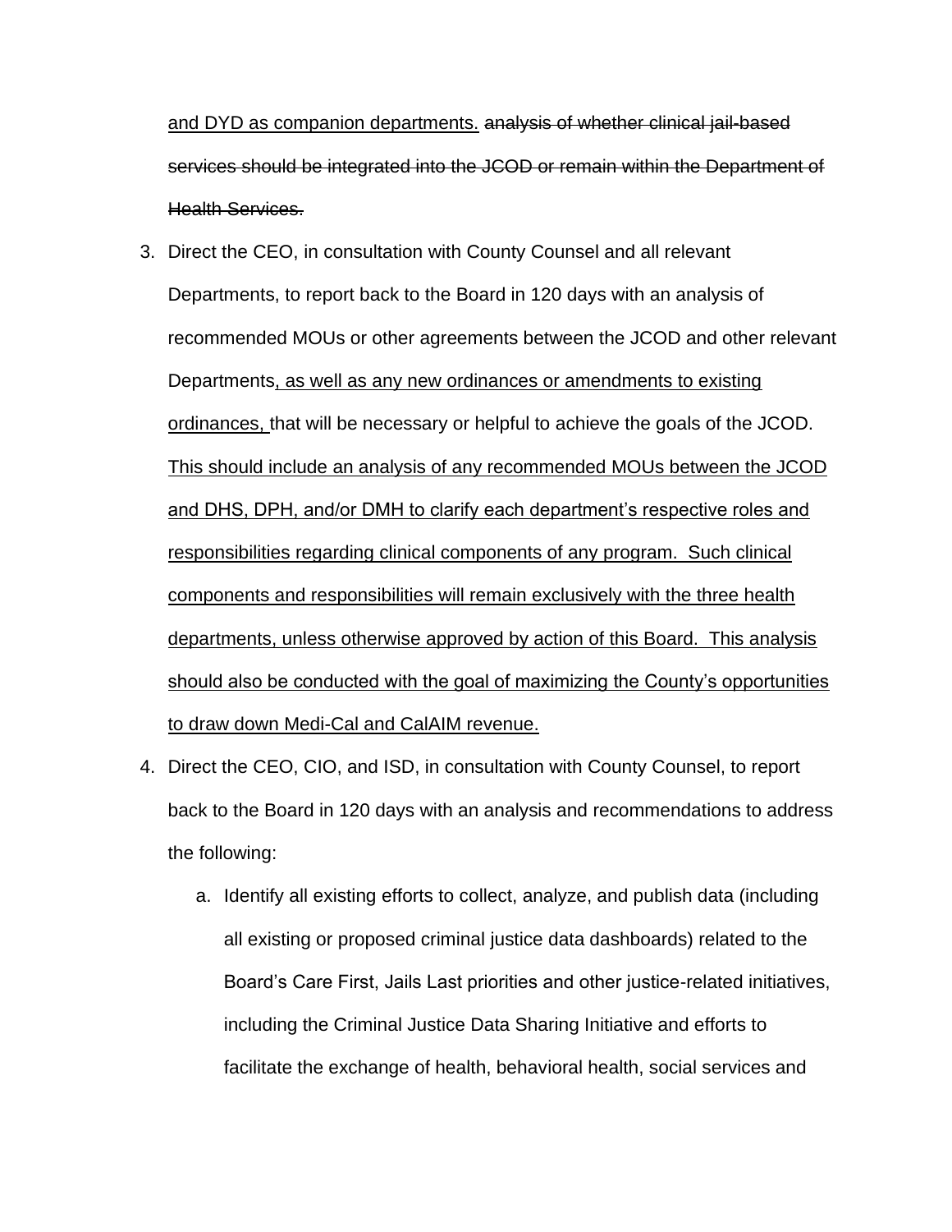<u>and DYD as companion departments.</u> ~~analysis of whether clinical jail-based services should be integrated into the JCOD or remain within the Department of Health Services.~~

3. Direct the CEO, in consultation with County Counsel and all relevant Departments, to report back to the Board in 120 days with an analysis of recommended MOUs or other agreements between the JCOD and other relevant Departments<u>, as well as any new ordinances or amendments to existing ordinances,</u> that will be necessary or helpful to achieve the goals of the JCOD. <u>This should include an analysis of any recommended MOUs between the JCOD and DHS, DPH, and/or DMH to clarify each department's respective roles and responsibilities regarding clinical components of any program. Such clinical components and responsibilities will remain exclusively with the three health departments, unless otherwise approved by action of this Board. This analysis should also be conducted with the goal of maximizing the County's opportunities to draw down Medi-Cal and CalAIM revenue.</u>
4. Direct the CEO, CIO, and ISD, in consultation with County Counsel, to report back to the Board in 120 days with an analysis and recommendations to address the following:
    a. Identify all existing efforts to collect, analyze, and publish data (including all existing or proposed criminal justice data dashboards) related to the Board's Care First, Jails Last priorities and other justice-related initiatives, including the Criminal Justice Data Sharing Initiative and efforts to facilitate the exchange of health, behavioral health, social services and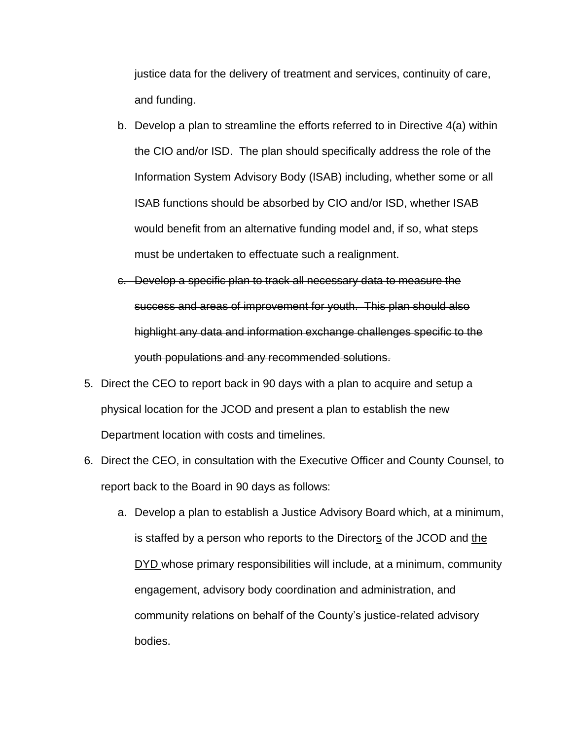justice data for the delivery of treatment and services, continuity of care, and funding.

   b. Develop a plan to streamline the efforts referred to in Directive 4(a) within the CIO and/or ISD. The plan should specifically address the role of the Information System Advisory Body (ISAB) including, whether some or all ISAB functions should be absorbed by CIO and/or ISD, whether ISAB would benefit from an alternative funding model and, if so, what steps must be undertaken to effectuate such a realignment.

   c. ~~Develop a specific plan to track all necessary data to measure the success and areas of improvement for youth. This plan should also highlight any data and information exchange challenges specific to the youth populations and any recommended solutions.~~

5. Direct the CEO to report back in 90 days with a plan to acquire and setup a physical location for the JCOD and present a plan to establish the new Department location with costs and timelines.

6. Direct the CEO, in consultation with the Executive Officer and County Counsel, to report back to the Board in 90 days as follows:

   a. Develop a plan to establish a Justice Advisory Board which, at a minimum, is staffed by a person who reports to the Directors of the JCOD and the DYD whose primary responsibilities will include, at a minimum, community engagement, advisory body coordination and administration, and community relations on behalf of the County's justice-related advisory bodies.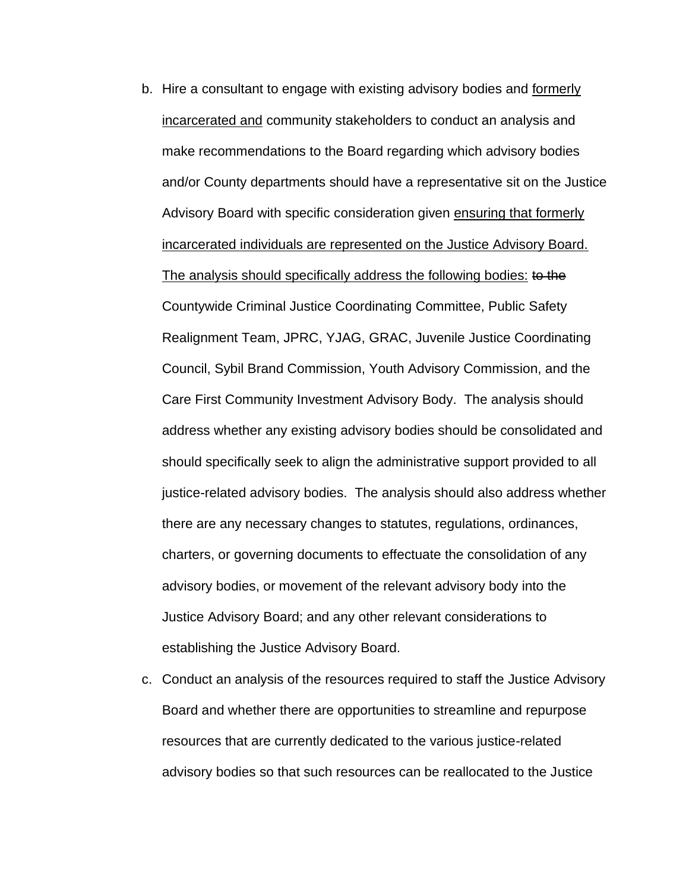b. Hire a consultant to engage with existing advisory bodies and <u>formerly incarcerated and</u> community stakeholders to conduct an analysis and make recommendations to the Board regarding which advisory bodies and/or County departments should have a representative sit on the Justice Advisory Board with specific consideration given <u>ensuring that formerly incarcerated individuals are represented on the Justice Advisory Board. The analysis should specifically address the following bodies:</u> ~~to the~~ Countywide Criminal Justice Coordinating Committee, Public Safety Realignment Team, JPRC, YJAG, GRAC, Juvenile Justice Coordinating Council, Sybil Brand Commission, Youth Advisory Commission, and the Care First Community Investment Advisory Body. The analysis should address whether any existing advisory bodies should be consolidated and should specifically seek to align the administrative support provided to all justice-related advisory bodies. The analysis should also address whether there are any necessary changes to statutes, regulations, ordinances, charters, or governing documents to effectuate the consolidation of any advisory bodies, or movement of the relevant advisory body into the Justice Advisory Board; and any other relevant considerations to establishing the Justice Advisory Board.

c. Conduct an analysis of the resources required to staff the Justice Advisory Board and whether there are opportunities to streamline and repurpose resources that are currently dedicated to the various justice-related advisory bodies so that such resources can be reallocated to the Justice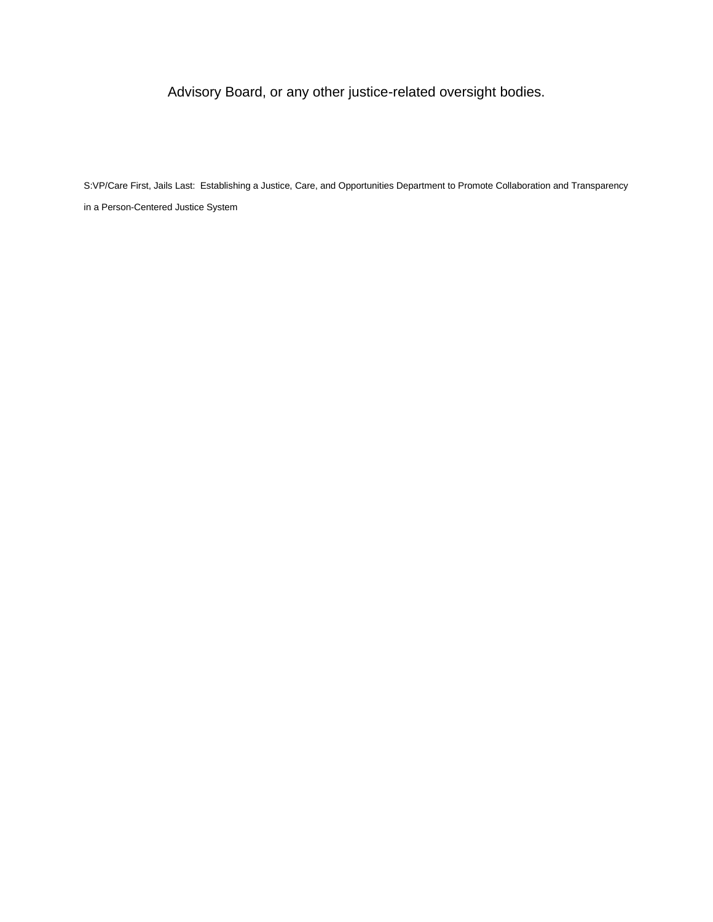Advisory Board, or any other justice-related oversight bodies.

S:VP/Care First, Jails Last: Establishing a Justice, Care, and Opportunities Department to Promote Collaboration and Transparency in a Person-Centered Justice System